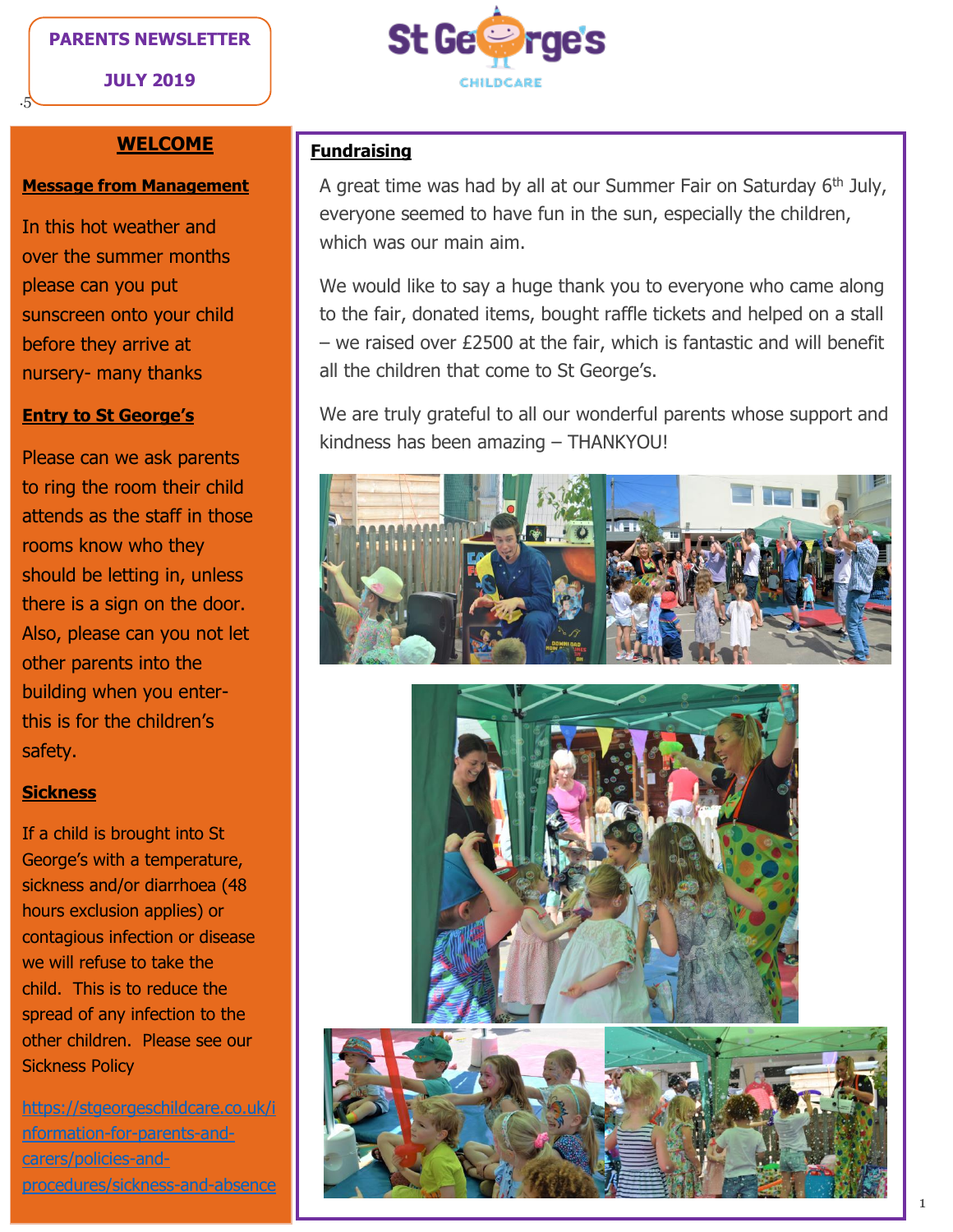PARENTS NEWSLETTER

JULY 2019

St George's CHILDCARE

## WELCOME

### Message from Management

In this hot weather and over the summer months please can you put sunscreen onto your child before they arrive at nursery- many thanks

### Entry to St George's

Please can we ask parents to ring the room their child attends as the staff in those rooms know who they should be letting in, unless there is a sign on the door. Also, please can you not let other parents into the building when you enter- this is for the children's safety.

### Sickness

If a child is brought into St George's with a temperature, sickness and/or diarrhoea (48 hours exclusion applies) or contagious infection or disease we will refuse to take the child. This is to reduce the spread of any infection to the other children. Please see our Sickness Policy

https://stgeorgeschildcare.co.uk/information-for-parents-and-carers/policies-and-procedures/sickness-and-absence

### Fundraising

A great time was had by all at our Summer Fair on Saturday 6th July, everyone seemed to have fun in the sun, especially the children, which was our main aim.

We would like to say a huge thank you to everyone who came along to the fair, donated items, bought raffle tickets and helped on a stall – we raised over £2500 at the fair, which is fantastic and will benefit all the children that come to St George's.

We are truly grateful to all our wonderful parents whose support and kindness has been amazing – THANKYOU!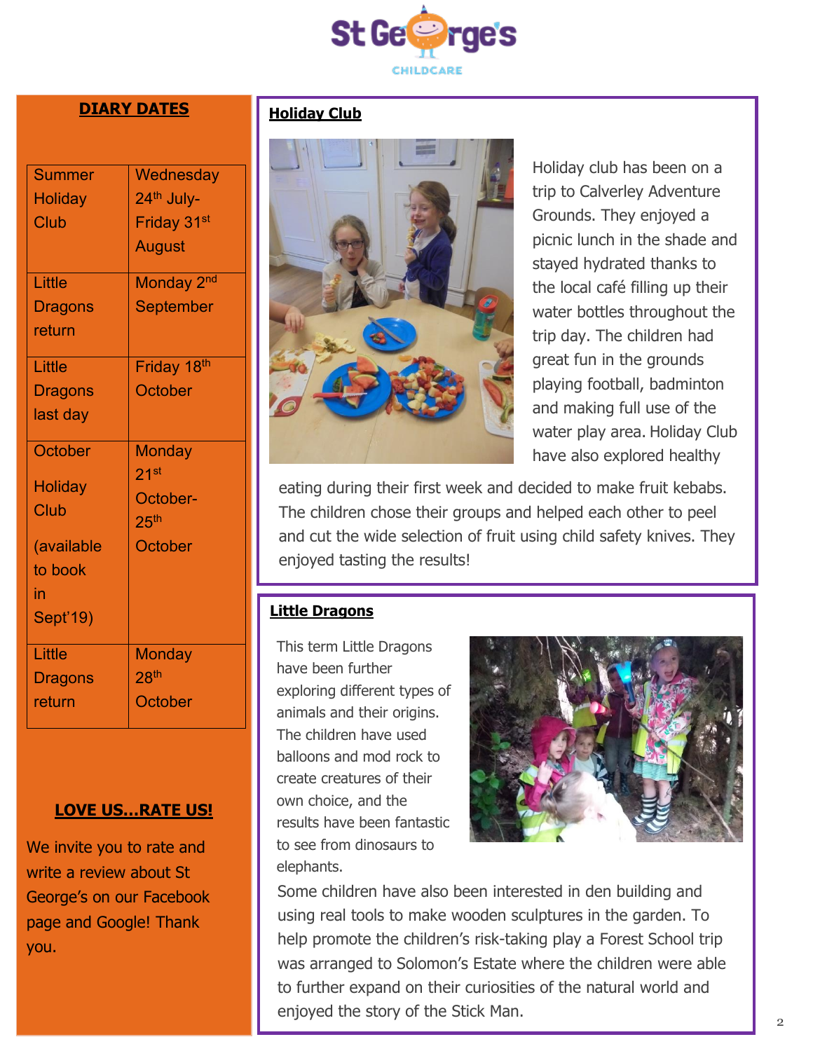St George's Childcare

## DIARY DATES

| Event | Date |
|---|---|
| Summer Holiday Club | Wednesday 24th July- Friday 31st August |
| Little Dragons return | Monday 2nd September |
| Little Dragons last day | Friday 18th October |
| October Holiday Club (available to book in Sept'19) | Monday 21st October- 25th October |
| Little Dragons return | Monday 28th October |

## LOVE US...RATE US!

We invite you to rate and write a review about St George's on our Facebook page and Google! Thank you.

## Holiday Club

Holiday club has been on a trip to Calverley Adventure Grounds. They enjoyed a picnic lunch in the shade and stayed hydrated thanks to the local café filling up their water bottles throughout the trip day. The children had great fun in the grounds playing football, badminton and making full use of the water play area. Holiday Club have also explored healthy eating during their first week and decided to make fruit kebabs. The children chose their groups and helped each other to peel and cut the wide selection of fruit using child safety knives. They enjoyed tasting the results!

## Little Dragons

This term Little Dragons have been further exploring different types of animals and their origins. The children have used balloons and mod rock to create creatures of their own choice, and the results have been fantastic to see from dinosaurs to elephants.

Some children have also been interested in den building and using real tools to make wooden sculptures in the garden. To help promote the children's risk-taking play a Forest School trip was arranged to Solomon's Estate where the children were able to further expand on their curiosities of the natural world and enjoyed the story of the Stick Man.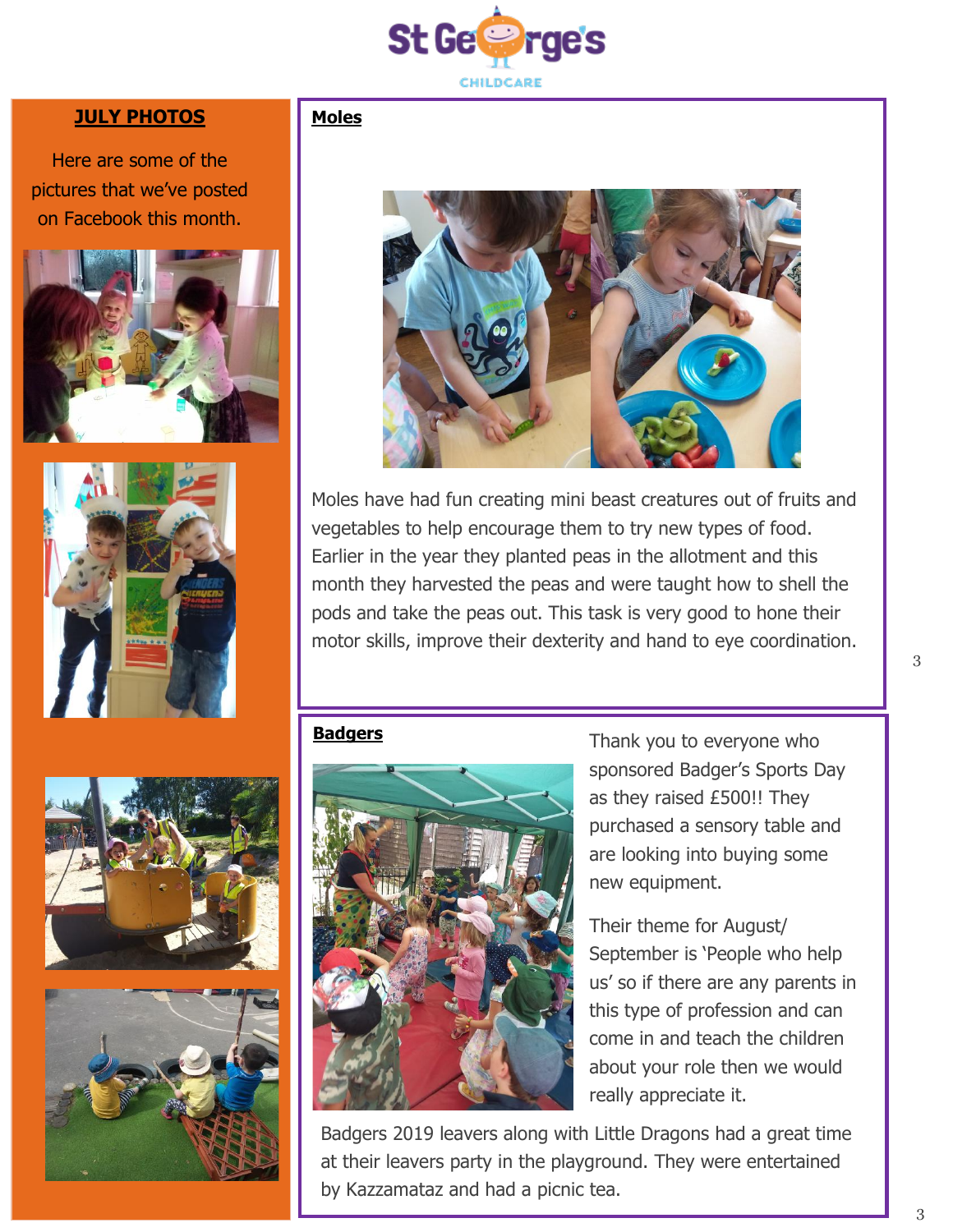## JULY PHOTOS

Here are some of the pictures that we've posted on Facebook this month.

## Moles

Moles have had fun creating mini beast creatures out of fruits and vegetables to help encourage them to try new types of food. Earlier in the year they planted peas in the allotment and this month they harvested the peas and were taught how to shell the pods and take the peas out. This task is very good to hone their motor skills, improve their dexterity and hand to eye coordination.

## Badgers

Thank you to everyone who sponsored Badger's Sports Day as they raised £500!! They purchased a sensory table and are looking into buying some new equipment.

Their theme for August/ September is 'People who help us' so if there are any parents in this type of profession and can come in and teach the children about your role then we would really appreciate it.

Badgers 2019 leavers along with Little Dragons had a great time at their leavers party in the playground. They were entertained by Kazzamataz and had a picnic tea.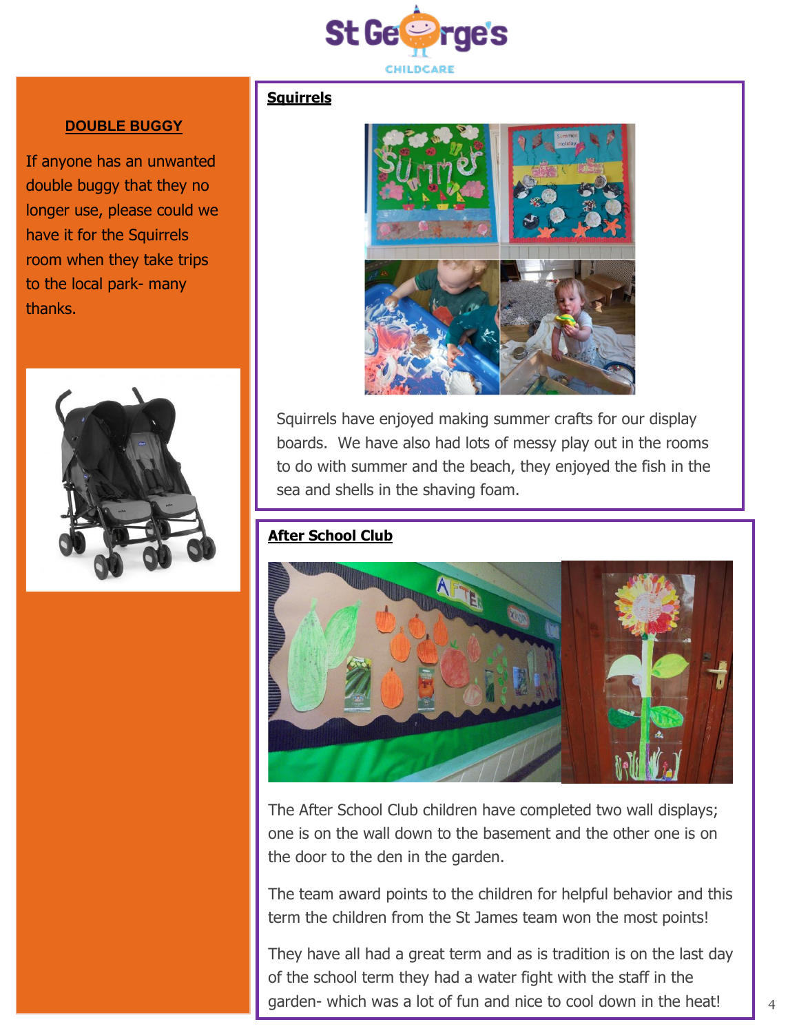## DOUBLE BUGGY

If anyone has an unwanted double buggy that they no longer use, please could we have it for the Squirrels room when they take trips to the local park- many thanks.

## Squirrels

Squirrels have enjoyed making summer crafts for our display boards. We have also had lots of messy play out in the rooms to do with summer and the beach, they enjoyed the fish in the sea and shells in the shaving foam.

## After School Club

The After School Club children have completed two wall displays; one is on the wall down to the basement and the other one is on the door to the den in the garden.

The team award points to the children for helpful behavior and this term the children from the St James team won the most points!

They have all had a great term and as is tradition is on the last day of the school term they had a water fight with the staff in the garden- which was a lot of fun and nice to cool down in the heat!